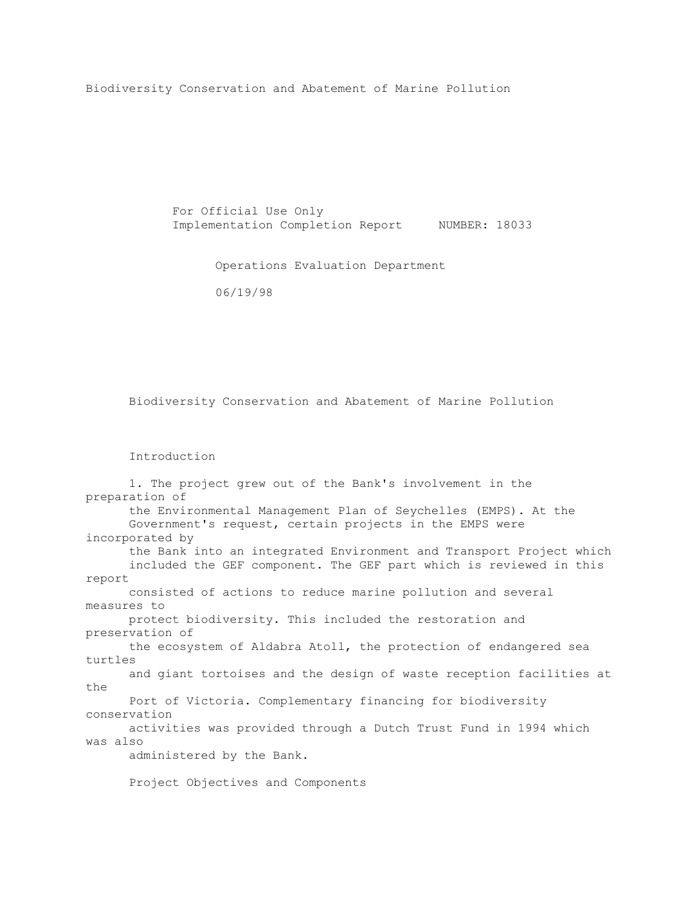Biodiversity Conservation and Abatement of Marine Pollution

For Official Use Only
Implementation Completion Report NUMBER: 18033

Operations Evaluation Department

06/19/98

# Biodiversity Conservation and Abatement of Marine Pollution

## Introduction

1. The project grew out of the Bank's involvement in the preparation of the Environmental Management Plan of Seychelles (EMPS). At the Government's request, certain projects in the EMPS were incorporated by the Bank into an integrated Environment and Transport Project which included the GEF component. The GEF part which is reviewed in this report consisted of actions to reduce marine pollution and several measures to protect biodiversity. This included the restoration and preservation of the ecosystem of Aldabra Atoll, the protection of endangered sea turtles and giant tortoises and the design of waste reception facilities at the Port of Victoria. Complementary financing for biodiversity conservation activities was provided through a Dutch Trust Fund in 1994 which was also administered by the Bank.

## Project Objectives and Components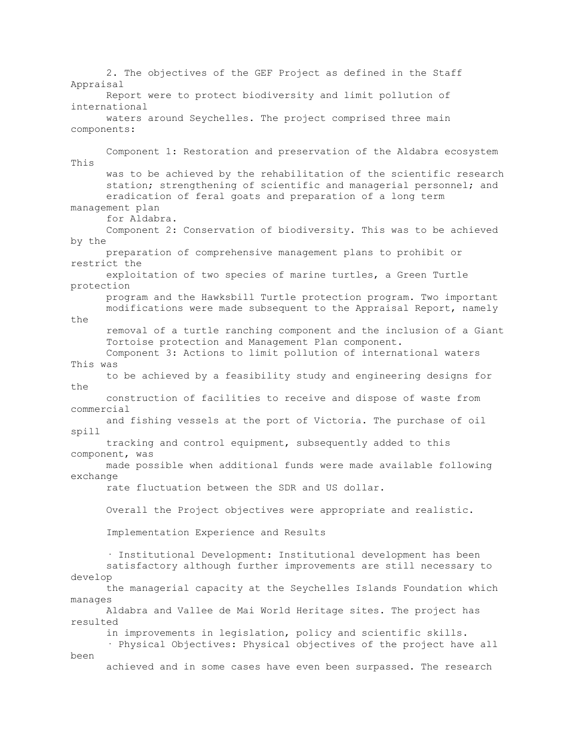2. The objectives of the GEF Project as defined in the Staff Appraisal Report were to protect biodiversity and limit pollution of international waters around Seychelles. The project comprised three main components:

Component 1: Restoration and preservation of the Aldabra ecosystem This was to be achieved by the rehabilitation of the scientific research station; strengthening of scientific and managerial personnel; and eradication of feral goats and preparation of a long term management plan for Aldabra.

Component 2: Conservation of biodiversity. This was to be achieved by the preparation of comprehensive management plans to prohibit or restrict the exploitation of two species of marine turtles, a Green Turtle protection program and the Hawksbill Turtle protection program. Two important modifications were made subsequent to the Appraisal Report, namely the removal of a turtle ranching component and the inclusion of a Giant Tortoise protection and Management Plan component.

Component 3: Actions to limit pollution of international waters This was to be achieved by a feasibility study and engineering designs for the construction of facilities to receive and dispose of waste from commercial and fishing vessels at the port of Victoria. The purchase of oil spill tracking and control equipment, subsequently added to this component, was made possible when additional funds were made available following exchange rate fluctuation between the SDR and US dollar.

Overall the Project objectives were appropriate and realistic.

Implementation Experience and Results

- Institutional Development: Institutional development has been satisfactory although further improvements are still necessary to develop the managerial capacity at the Seychelles Islands Foundation which manages Aldabra and Vallee de Mai World Heritage sites. The project has resulted in improvements in legislation, policy and scientific skills.
- Physical Objectives: Physical objectives of the project have all been achieved and in some cases have even been surpassed. The research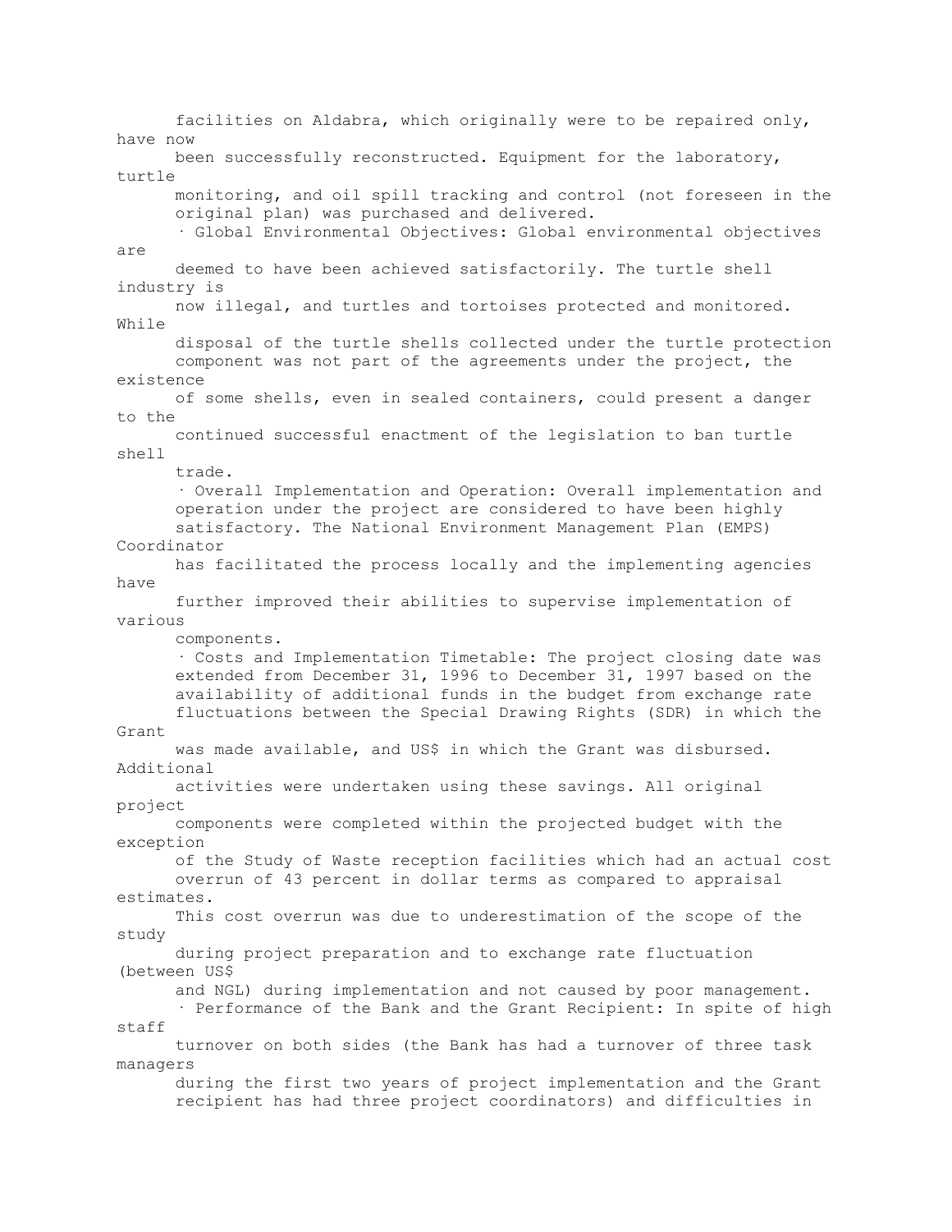facilities on Aldabra, which originally were to be repaired only, have now been successfully reconstructed. Equipment for the laboratory, turtle monitoring, and oil spill tracking and control (not foreseen in the original plan) was purchased and delivered.

- Global Environmental Objectives: Global environmental objectives are deemed to have been achieved satisfactorily. The turtle shell industry is now illegal, and turtles and tortoises protected and monitored. While disposal of the turtle shells collected under the turtle protection component was not part of the agreements under the project, the existence of some shells, even in sealed containers, could present a danger to the continued successful enactment of the legislation to ban turtle shell trade.
- Overall Implementation and Operation: Overall implementation and operation under the project are considered to have been highly satisfactory. The National Environment Management Plan (EMPS) Coordinator has facilitated the process locally and the implementing agencies have further improved their abilities to supervise implementation of various components.
- Costs and Implementation Timetable: The project closing date was extended from December 31, 1996 to December 31, 1997 based on the availability of additional funds in the budget from exchange rate fluctuations between the Special Drawing Rights (SDR) in which the Grant was made available, and US$ in which the Grant was disbursed. Additional activities were undertaken using these savings. All original project components were completed within the projected budget with the exception of the Study of Waste reception facilities which had an actual cost overrun of 43 percent in dollar terms as compared to appraisal estimates. This cost overrun was due to underestimation of the scope of the study during project preparation and to exchange rate fluctuation (between US$ and NGL) during implementation and not caused by poor management.
- Performance of the Bank and the Grant Recipient: In spite of high staff turnover on both sides (the Bank has had a turnover of three task managers during the first two years of project implementation and the Grant recipient has had three project coordinators) and difficulties in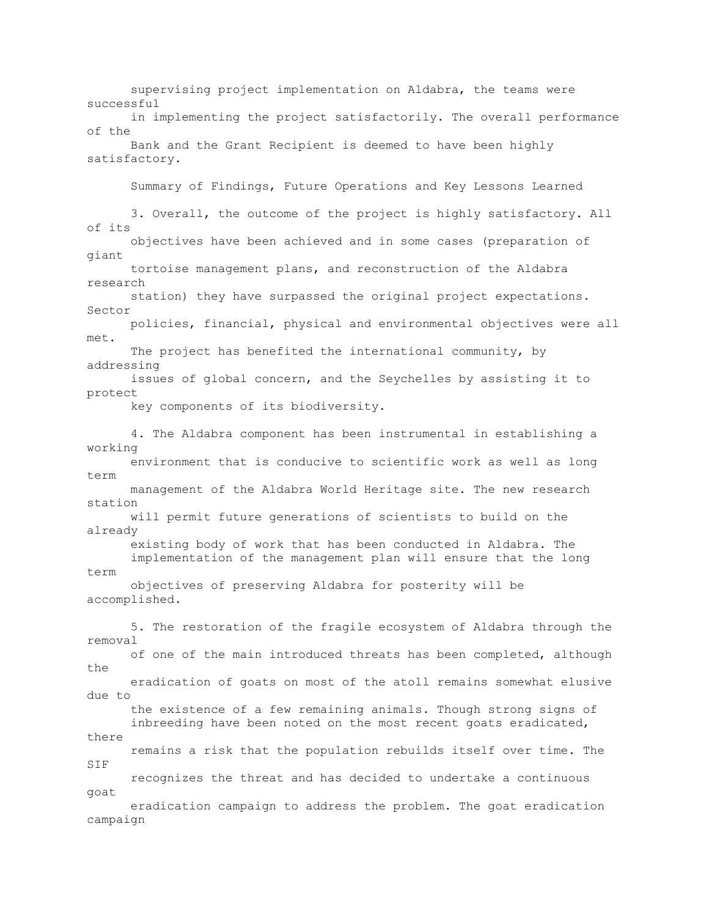supervising project implementation on Aldabra, the teams were successful in implementing the project satisfactorily. The overall performance of the Bank and the Grant Recipient is deemed to have been highly satisfactory.

## Summary of Findings, Future Operations and Key Lessons Learned

3. Overall, the outcome of the project is highly satisfactory. All of its objectives have been achieved and in some cases (preparation of giant tortoise management plans, and reconstruction of the Aldabra research station) they have surpassed the original project expectations. Sector policies, financial, physical and environmental objectives were all met. The project has benefited the international community, by addressing issues of global concern, and the Seychelles by assisting it to protect key components of its biodiversity.

4. The Aldabra component has been instrumental in establishing a working environment that is conducive to scientific work as well as long term management of the Aldabra World Heritage site. The new research station will permit future generations of scientists to build on the already existing body of work that has been conducted in Aldabra. The implementation of the management plan will ensure that the long term objectives of preserving Aldabra for posterity will be accomplished.

5. The restoration of the fragile ecosystem of Aldabra through the removal of one of the main introduced threats has been completed, although the eradication of goats on most of the atoll remains somewhat elusive due to the existence of a few remaining animals. Though strong signs of inbreeding have been noted on the most recent goats eradicated, there remains a risk that the population rebuilds itself over time. The SIF recognizes the threat and has decided to undertake a continuous goat eradication campaign to address the problem. The goat eradication campaign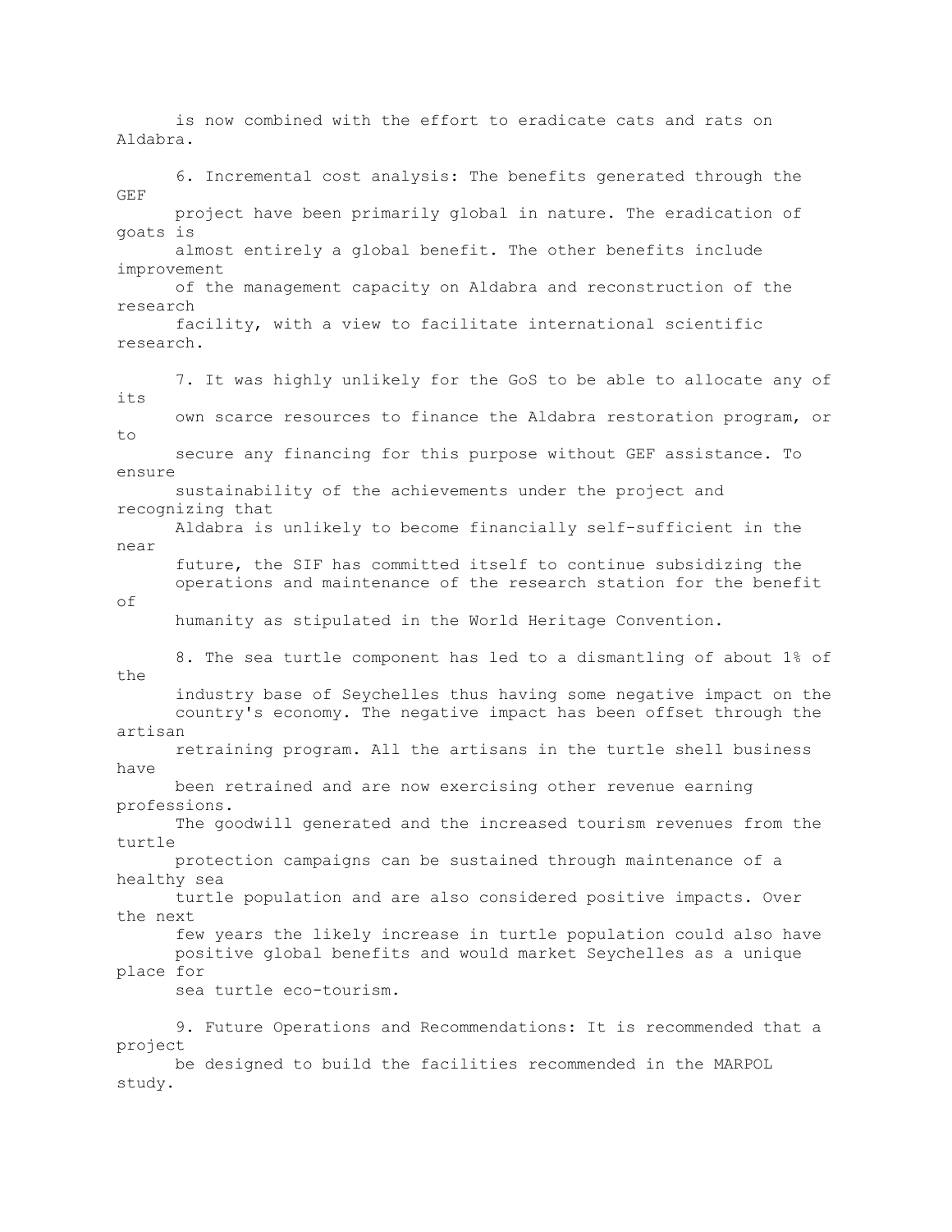is now combined with the effort to eradicate cats and rats on Aldabra.

6. Incremental cost analysis: The benefits generated through the GEF project have been primarily global in nature. The eradication of goats is almost entirely a global benefit. The other benefits include improvement of the management capacity on Aldabra and reconstruction of the research facility, with a view to facilitate international scientific research.

7. It was highly unlikely for the GoS to be able to allocate any of its own scarce resources to finance the Aldabra restoration program, or to secure any financing for this purpose without GEF assistance. To ensure sustainability of the achievements under the project and recognizing that Aldabra is unlikely to become financially self-sufficient in the near future, the SIF has committed itself to continue subsidizing the operations and maintenance of the research station for the benefit of humanity as stipulated in the World Heritage Convention.

8. The sea turtle component has led to a dismantling of about 1% of the industry base of Seychelles thus having some negative impact on the country's economy. The negative impact has been offset through the artisan retraining program. All the artisans in the turtle shell business have been retrained and are now exercising other revenue earning professions. The goodwill generated and the increased tourism revenues from the turtle protection campaigns can be sustained through maintenance of a healthy sea turtle population and are also considered positive impacts. Over the next few years the likely increase in turtle population could also have positive global benefits and would market Seychelles as a unique place for sea turtle eco-tourism.

9. Future Operations and Recommendations: It is recommended that a project be designed to build the facilities recommended in the MARPOL study.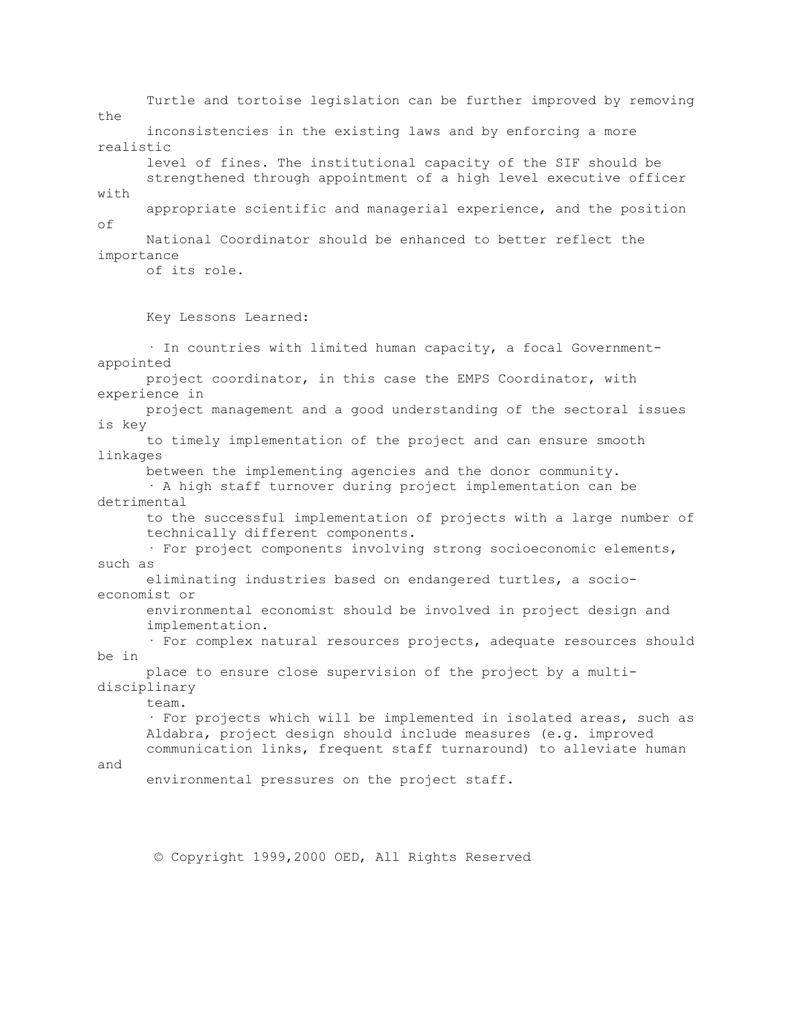Turtle and tortoise legislation can be further improved by removing the inconsistencies in the existing laws and by enforcing a more realistic level of fines. The institutional capacity of the SIF should be strengthened through appointment of a high level executive officer with appropriate scientific and managerial experience, and the position of National Coordinator should be enhanced to better reflect the importance of its role.

Key Lessons Learned:

- In countries with limited human capacity, a focal Government-appointed project coordinator, in this case the EMPS Coordinator, with experience in project management and a good understanding of the sectoral issues is key to timely implementation of the project and can ensure smooth linkages between the implementing agencies and the donor community.
- A high staff turnover during project implementation can be detrimental to the successful implementation of projects with a large number of technically different components.
- For project components involving strong socioeconomic elements, such as eliminating industries based on endangered turtles, a socio-economist or environmental economist should be involved in project design and implementation.
- For complex natural resources projects, adequate resources should be in place to ensure close supervision of the project by a multi-disciplinary team.
- For projects which will be implemented in isolated areas, such as Aldabra, project design should include measures (e.g. improved communication links, frequent staff turnaround) to alleviate human and environmental pressures on the project staff.

© Copyright 1999,2000 OED, All Rights Reserved